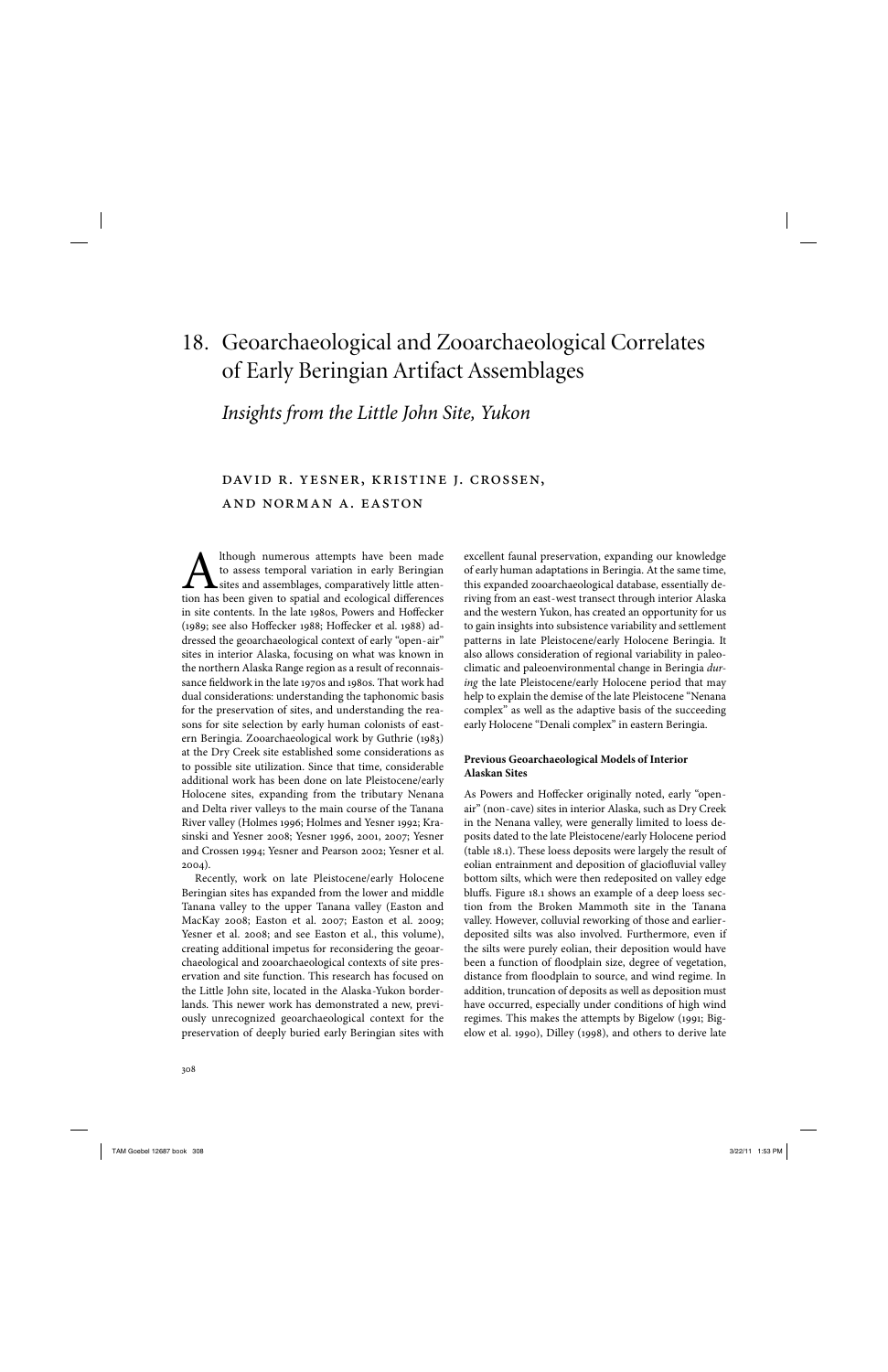# 18. Geoarchaeological and Zooarchaeological Correlates of Early Beringian Artifact Assemblages

## *Insights from the Little John Site, Yukon*

DAVID R. YESNER, KRISTINE J. CROSSEN, AND NORMAN A. EASTON

Although numerous attempts have been made to assess temporal variation in early Beringian sites and assemblages, comparatively little attention has been given to spatial and ecological differences in site contents. In the late 1980s, Powers and Hoffecker (1989; see also Hoffecker 1988; Hoffecker et al. 1988) addressed the geoarchaeological context of early "open-air" sites in interior Alaska, focusing on what was known in the northern Alaska Range region as a result of reconnaissance fieldwork in the late 1970s and 1980s. That work had dual considerations: understanding the taphonomic basis for the preservation of sites, and understanding the reasons for site selection by early human colonists of eastern Beringia. Zooarchaeological work by Guthrie (1983) at the Dry Creek site established some considerations as to possible site utilization. Since that time, considerable additional work has been done on late Pleistocene/early Holocene sites, expanding from the tributary Nenana and Delta river valleys to the main course of the Tanana River valley (Holmes 1996; Holmes and Yesner 1992; Krasinski and Yesner 2008; Yesner 1996, 2001, 2007; Yesner and Crossen 1994; Yesner and Pearson 2002; Yesner et al. 2004).

Recently, work on late Pleistocene/early Holocene Beringian sites has expanded from the lower and middle Tanana valley to the upper Tanana valley (Easton and MacKay 2008; Easton et al. 2007; Easton et al. 2009; Yesner et al. 2008; and see Easton et al., this volume), creating additional impetus for reconsidering the geoarchaeological and zooarchaeological contexts of site preservation and site function. This research has focused on the Little John site, located in the Alaska-Yukon borderlands. This newer work has demonstrated a new, previously unrecognized geoarchaeological context for the preservation of deeply buried early Beringian sites with excellent faunal preservation, expanding our knowledge of early human adaptations in Beringia. At the same time, this expanded zooarchaeological database, essentially deriving from an east-west transect through interior Alaska and the western Yukon, has created an opportunity for us to gain insights into subsistence variability and settlement patterns in late Pleistocene/early Holocene Beringia. It also allows consideration of regional variability in paleoclimatic and paleoenvironmental change in Beringia *during* the late Pleistocene/early Holocene period that may help to explain the demise of the late Pleistocene "Nenana complex" as well as the adaptive basis of the succeeding early Holocene "Denali complex" in eastern Beringia.

### Previous Geoarchaeological Models of Interior Alaskan Sites

As Powers and Hoffecker originally noted, early "open-air" (non-cave) sites in interior Alaska, such as Dry Creek in the Nenana valley, were generally limited to loess deposits dated to the late Pleistocene/early Holocene period (table 18.1). These loess deposits were largely the result of eolian entrainment and deposition of glaciofluvial valley bottom silts, which were then redeposited on valley edge bluffs. Figure 18.1 shows an example of a deep loess section from the Broken Mammoth site in the Tanana valley. However, colluvial reworking of those and earlier-deposited silts was also involved. Furthermore, even if the silts were purely eolian, their deposition would have been a function of floodplain size, degree of vegetation, distance from floodplain to source, and wind regime. In addition, truncation of deposits as well as deposition must have occurred, especially under conditions of high wind regimes. This makes the attempts by Bigelow (1991; Bigelow et al. 1990), Dilley (1998), and others to derive late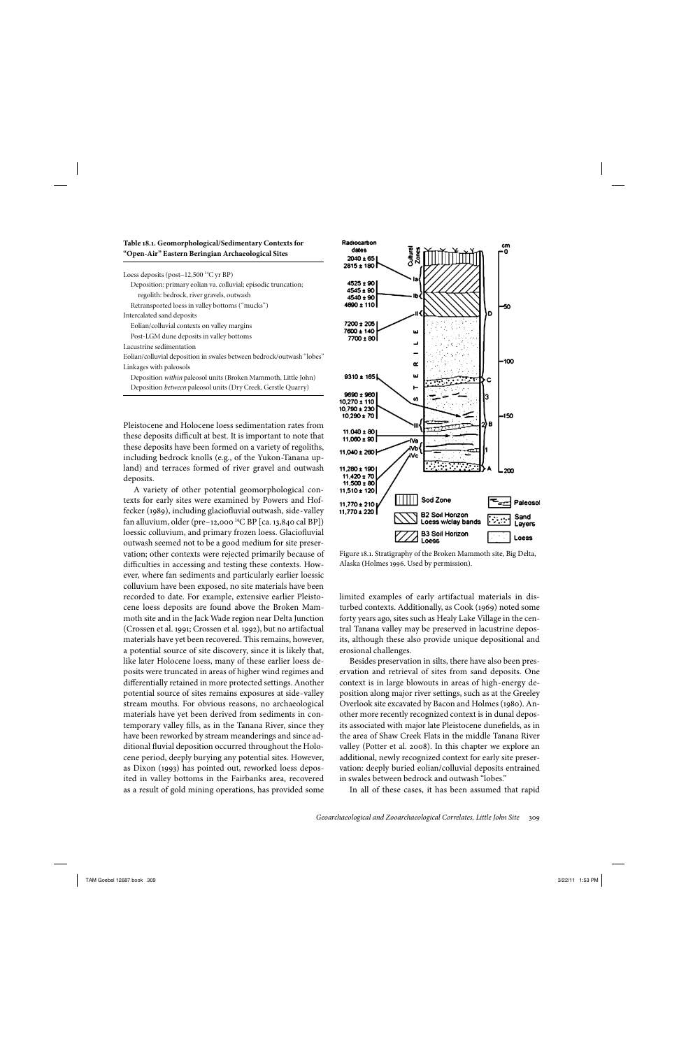**Table 18.1. Geomorphological/Sedimentary Contexts for "Open-Air" Eastern Beringian Archaeological Sites**

Loess deposits (post–12,500 $^{14}$C yr BP)
  Deposition: primary eolian va. colluvial; episodic truncation;
   regolith: bedrock, river gravels, outwash
  Retransported loess in valley bottoms ("mucks")
Intercalated sand deposits
  Eolian/colluvial contexts on valley margins
  Post-LGM dune deposits in valley bottoms
Lacustrine sedimentation
Eolian/colluvial deposition in swales between bedrock/outwash "lobes"
Linkages with paleosols
  Deposition *within* paleosol units (Broken Mammoth, Little John)
  Deposition *between* paleosol units (Dry Creek, Gerstle Quarry)

Pleistocene and Holocene loess sedimentation rates from these deposits difficult at best. It is important to note that these deposits have been formed on a variety of regoliths, including bedrock knolls (e.g., of the Yukon-Tanana upland) and terraces formed of river gravel and outwash deposits.

A variety of other potential geomorphological contexts for early sites were examined by Powers and Hoffecker (1989), including glaciofluvial outwash, side-valley fan alluvium, older (pre–12,000 $^{14}$C BP [ca. 13,840 cal BP]) loessic colluvium, and primary frozen loess. Glaciofluvial outwash seemed not to be a good medium for site preservation; other contexts were rejected primarily because of difficulties in accessing and testing these contexts. However, where fan sediments and particularly earlier loessic colluvium have been exposed, no site materials have been recorded to date. For example, extensive earlier Pleistocene loess deposits are found above the Broken Mammoth site and in the Jack Wade region near Delta Junction (Crossen et al. 1991; Crossen et al. 1992), but no artifactual materials have yet been recovered. This remains, however, a potential source of site discovery, since it is likely that, like later Holocene loess, many of these earlier loess deposits were truncated in areas of higher wind regimes and differentially retained in more protected settings. Another potential source of sites remains exposures at side-valley stream mouths. For obvious reasons, no archaeological materials have yet been derived from sediments in contemporary valley fills, as in the Tanana River, since they have been reworked by stream meanderings and since additional fluvial deposition occurred throughout the Holocene period, deeply burying any potential sites. However, as Dixon (1993) has pointed out, reworked loess deposited in valley bottoms in the Fairbanks area, recovered as a result of gold mining operations, has provided some limited examples of early artifactual materials in disturbed contexts. Additionally, as Cook (1969) noted some forty years ago, sites such as Healy Lake Village in the central Tanana valley may be preserved in lacustrine deposits, although these also provide unique depositional and erosional challenges.

Figure 18.1. Stratigraphy of the Broken Mammoth site, Big Delta, Alaska (Holmes 1996. Used by permission).

Besides preservation in silts, there have also been preservation and retrieval of sites from sand deposits. One context is in large blowouts in areas of high-energy deposition along major river settings, such as at the Greeley Overlook site excavated by Bacon and Holmes (1980). Another more recently recognized context is in dunal deposits associated with major late Pleistocene dunefields, as in the area of Shaw Creek Flats in the middle Tanana River valley (Potter et al. 2008). In this chapter we explore an additional, newly recognized context for early site preservation: deeply buried eolian/colluvial deposits entrained in swales between bedrock and outwash "lobes."

In all of these cases, it has been assumed that rapid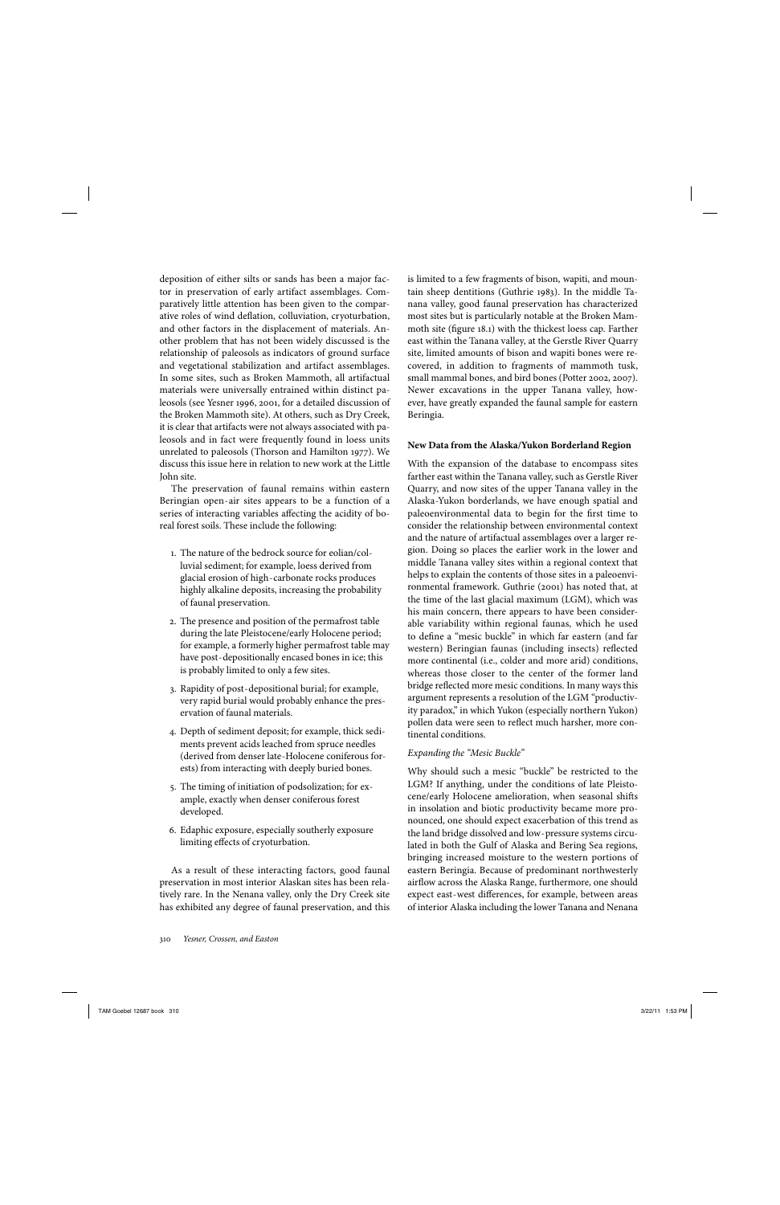deposition of either silts or sands has been a major factor in preservation of early artifact assemblages. Comparatively little attention has been given to the comparative roles of wind deflation, colluviation, cryoturbation, and other factors in the displacement of materials. Another problem that has not been widely discussed is the relationship of paleosols as indicators of ground surface and vegetational stabilization and artifact assemblages. In some sites, such as Broken Mammoth, all artifactual materials were universally entrained within distinct paleosols (see Yesner 1996, 2001, for a detailed discussion of the Broken Mammoth site). At others, such as Dry Creek, it is clear that artifacts were not always associated with paleosols and in fact were frequently found in loess units unrelated to paleosols (Thorson and Hamilton 1977). We discuss this issue here in relation to new work at the Little John site.

The preservation of faunal remains within eastern Beringian open-air sites appears to be a function of a series of interacting variables affecting the acidity of boreal forest soils. These include the following:

1. The nature of the bedrock source for eolian/colluvial sediment; for example, loess derived from glacial erosion of high-carbonate rocks produces highly alkaline deposits, increasing the probability of faunal preservation.
2. The presence and position of the permafrost table during the late Pleistocene/early Holocene period; for example, a formerly higher permafrost table may have post-depositionally encased bones in ice; this is probably limited to only a few sites.
3. Rapidity of post-depositional burial; for example, very rapid burial would probably enhance the preservation of faunal materials.
4. Depth of sediment deposit; for example, thick sediments prevent acids leached from spruce needles (derived from denser late-Holocene coniferous forests) from interacting with deeply buried bones.
5. The timing of initiation of podsolization; for example, exactly when denser coniferous forest developed.
6. Edaphic exposure, especially southerly exposure limiting effects of cryoturbation.

As a result of these interacting factors, good faunal preservation in most interior Alaskan sites has been relatively rare. In the Nenana valley, only the Dry Creek site has exhibited any degree of faunal preservation, and this is limited to a few fragments of bison, wapiti, and mountain sheep dentitions (Guthrie 1983). In the middle Tanana valley, good faunal preservation has characterized most sites but is particularly notable at the Broken Mammoth site (figure 18.1) with the thickest loess cap. Farther east within the Tanana valley, at the Gerstle River Quarry site, limited amounts of bison and wapiti bones were recovered, in addition to fragments of mammoth tusk, small mammal bones, and bird bones (Potter 2002, 2007). Newer excavations in the upper Tanana valley, however, have greatly expanded the faunal sample for eastern Beringia.

#### New Data from the Alaska/Yukon Borderland Region

With the expansion of the database to encompass sites farther east within the Tanana valley, such as Gerstle River Quarry, and now sites of the upper Tanana valley in the Alaska-Yukon borderlands, we have enough spatial and paleoenvironmental data to begin for the first time to consider the relationship between environmental context and the nature of artifactual assemblages over a larger region. Doing so places the earlier work in the lower and middle Tanana valley sites within a regional context that helps to explain the contents of those sites in a paleoenvironmental framework. Guthrie (2001) has noted that, at the time of the last glacial maximum (LGM), which was his main concern, there appears to have been considerable variability within regional faunas, which he used to define a "mesic buckle" in which far eastern (and far western) Beringian faunas (including insects) reflected more continental (i.e., colder and more arid) conditions, whereas those closer to the center of the former land bridge reflected more mesic conditions. In many ways this argument represents a resolution of the LGM "productivity paradox," in which Yukon (especially northern Yukon) pollen data were seen to reflect much harsher, more continental conditions.

##### *Expanding the "Mesic Buckle"*

Why should such a mesic "buckle" be restricted to the LGM? If anything, under the conditions of late Pleistocene/early Holocene amelioration, when seasonal shifts in insolation and biotic productivity became more pronounced, one should expect exacerbation of this trend as the land bridge dissolved and low-pressure systems circulated in both the Gulf of Alaska and Bering Sea regions, bringing increased moisture to the western portions of eastern Beringia. Because of predominant northwesterly airflow across the Alaska Range, furthermore, one should expect east-west differences, for example, between areas of interior Alaska including the lower Tanana and Nenana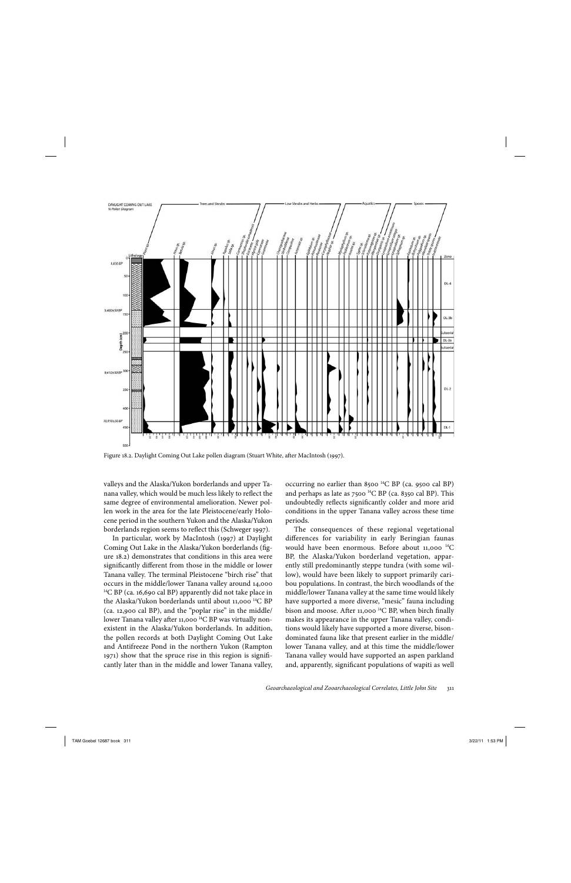Figure 18.2. Daylight Coming Out Lake pollen diagram (Stuart White, after MacIntosh (1997).

valleys and the Alaska/Yukon borderlands and upper Tanana valley, which would be much less likely to reflect the same degree of environmental amelioration. Newer pollen work in the area for the late Pleistocene/early Holocene period in the southern Yukon and the Alaska/Yukon borderlands region seems to reflect this (Schweger 1997).

In particular, work by MacIntosh (1997) at Daylight Coming Out Lake in the Alaska/Yukon borderlands (figure 18.2) demonstrates that conditions in this area were significantly different from those in the middle or lower Tanana valley. The terminal Pleistocene "birch rise" that occurs in the middle/lower Tanana valley around 14,000 $^{14}$C BP (ca. 16,690 cal BP) apparently did not take place in the Alaska/Yukon borderlands until about 11,000 $^{14}$C BP (ca. 12,900 cal BP), and the "poplar rise" in the middle/lower Tanana valley after 11,000 $^{14}$C BP was virtually nonexistent in the Alaska/Yukon borderlands. In addition, the pollen records at both Daylight Coming Out Lake and Antifreeze Pond in the northern Yukon (Rampton 1971) show that the spruce rise in this region is significantly later than in the middle and lower Tanana valley, occurring no earlier than 8500 $^{14}$C BP (ca. 9500 cal BP) and perhaps as late as 7500 $^{14}$C BP (ca. 8350 cal BP). This undoubtedly reflects significantly colder and more arid conditions in the upper Tanana valley across these time periods.

The consequences of these regional vegetational differences for variability in early Beringian faunas would have been enormous. Before about 11,000 $^{14}$C BP, the Alaska/Yukon borderland vegetation, apparently still predominantly steppe tundra (with some willow), would have been likely to support primarily caribou populations. In contrast, the birch woodlands of the middle/lower Tanana valley at the same time would likely have supported a more diverse, "mesic" fauna including bison and moose. After 11,000 $^{14}$C BP, when birch finally makes its appearance in the upper Tanana valley, conditions would likely have supported a more diverse, bison-dominated fauna like that present earlier in the middle/lower Tanana valley, and at this time the middle/lower Tanana valley would have supported an aspen parkland and, apparently, significant populations of wapiti as well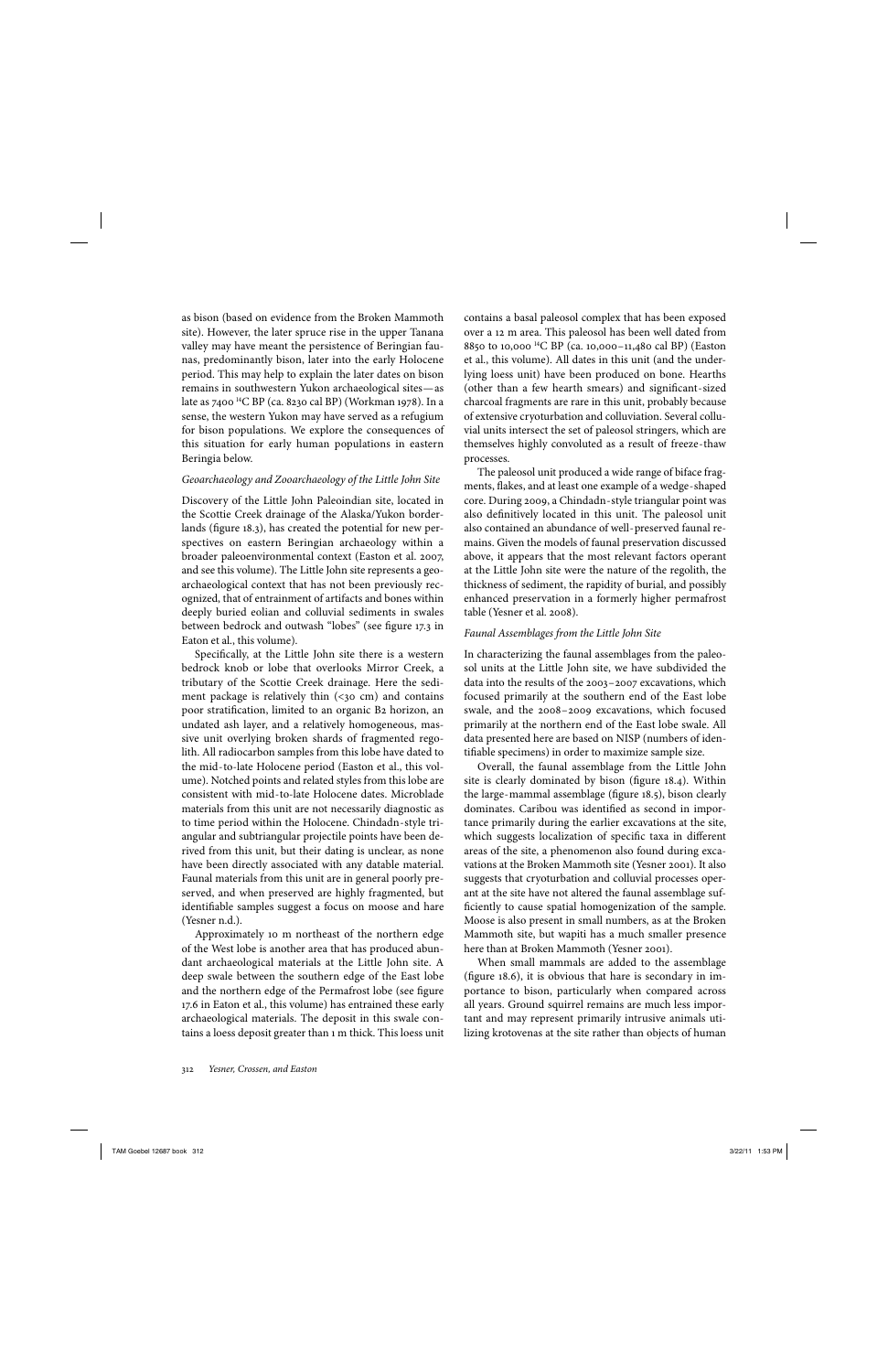as bison (based on evidence from the Broken Mammoth site). However, the later spruce rise in the upper Tanana valley may have meant the persistence of Beringian faunas, predominantly bison, later into the early Holocene period. This may help to explain the later dates on bison remains in southwestern Yukon archaeological sites—as late as 7400 $^{14}$C BP (ca. 8230 cal BP) (Workman 1978). In a sense, the western Yukon may have served as a refugium for bison populations. We explore the consequences of this situation for early human populations in eastern Beringia below.

### *Geoarchaeology and Zooarchaeology of the Little John Site*

Discovery of the Little John Paleoindian site, located in the Scottie Creek drainage of the Alaska/Yukon borderlands (figure 18.3), has created the potential for new perspectives on eastern Beringian archaeology within a broader paleoenvironmental context (Easton et al. 2007, and see this volume). The Little John site represents a geoarchaeological context that has not been previously recognized, that of entrainment of artifacts and bones within deeply buried eolian and colluvial sediments in swales between bedrock and outwash "lobes" (see figure 17.3 in Eaton et al., this volume).

Specifically, at the Little John site there is a western bedrock knob or lobe that overlooks Mirror Creek, a tributary of the Scottie Creek drainage. Here the sediment package is relatively thin (<30 cm) and contains poor stratification, limited to an organic B2 horizon, an undated ash layer, and a relatively homogeneous, massive unit overlying broken shards of fragmented regolith. All radiocarbon samples from this lobe have dated to the mid-to-late Holocene period (Easton et al., this volume). Notched points and related styles from this lobe are consistent with mid-to-late Holocene dates. Microblade materials from this unit are not necessarily diagnostic as to time period within the Holocene. Chindadn-style triangular and subtriangular projectile points have been derived from this unit, but their dating is unclear, as none have been directly associated with any datable material. Faunal materials from this unit are in general poorly preserved, and when preserved are highly fragmented, but identifiable samples suggest a focus on moose and hare (Yesner n.d.).

Approximately 10 m northeast of the northern edge of the West lobe is another area that has produced abundant archaeological materials at the Little John site. A deep swale between the southern edge of the East lobe and the northern edge of the Permafrost lobe (see figure 17.6 in Eaton et al., this volume) has entrained these early archaeological materials. The deposit in this swale contains a loess deposit greater than 1 m thick. This loess unit contains a basal paleosol complex that has been exposed over a 12 m area. This paleosol has been well dated from 8850 to 10,000 $^{14}$C BP (ca. 10,000–11,480 cal BP) (Easton et al., this volume). All dates in this unit (and the underlying loess unit) have been produced on bone. Hearths (other than a few hearth smears) and significant-sized charcoal fragments are rare in this unit, probably because of extensive cryoturbation and colluviation. Several colluvial units intersect the set of paleosol stringers, which are themselves highly convoluted as a result of freeze-thaw processes.

The paleosol unit produced a wide range of biface fragments, flakes, and at least one example of a wedge-shaped core. During 2009, a Chindadn-style triangular point was also definitively located in this unit. The paleosol unit also contained an abundance of well-preserved faunal remains. Given the models of faunal preservation discussed above, it appears that the most relevant factors operant at the Little John site were the nature of the regolith, the thickness of sediment, the rapidity of burial, and possibly enhanced preservation in a formerly higher permafrost table (Yesner et al. 2008).

### *Faunal Assemblages from the Little John Site*

In characterizing the faunal assemblages from the paleosol units at the Little John site, we have subdivided the data into the results of the 2003–2007 excavations, which focused primarily at the southern end of the East lobe swale, and the 2008–2009 excavations, which focused primarily at the northern end of the East lobe swale. All data presented here are based on NISP (numbers of identifiable specimens) in order to maximize sample size.

Overall, the faunal assemblage from the Little John site is clearly dominated by bison (figure 18.4). Within the large-mammal assemblage (figure 18.5), bison clearly dominates. Caribou was identified as second in importance primarily during the earlier excavations at the site, which suggests localization of specific taxa in different areas of the site, a phenomenon also found during excavations at the Broken Mammoth site (Yesner 2001). It also suggests that cryoturbation and colluvial processes operant at the site have not altered the faunal assemblage sufficiently to cause spatial homogenization of the sample. Moose is also present in small numbers, as at the Broken Mammoth site, but wapiti has a much smaller presence here than at Broken Mammoth (Yesner 2001).

When small mammals are added to the assemblage (figure 18.6), it is obvious that hare is secondary in importance to bison, particularly when compared across all years. Ground squirrel remains are much less important and may represent primarily intrusive animals utilizing krotovenas at the site rather than objects of human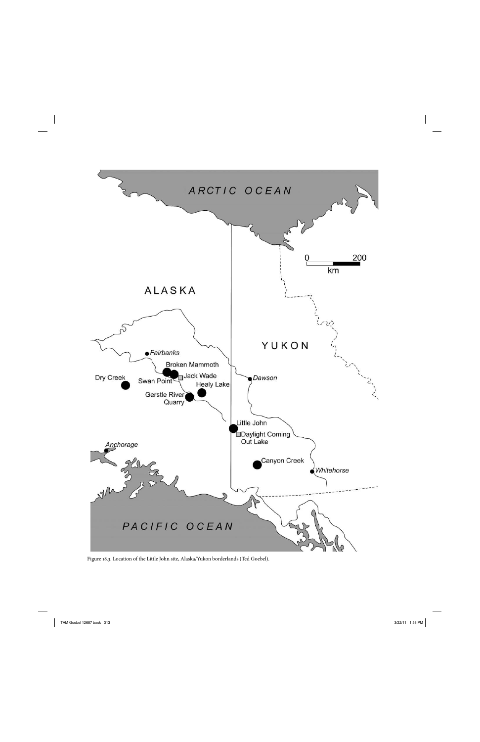Figure 18.3. Location of the Little John site, Alaska/Yukon borderlands (Ted Goebel).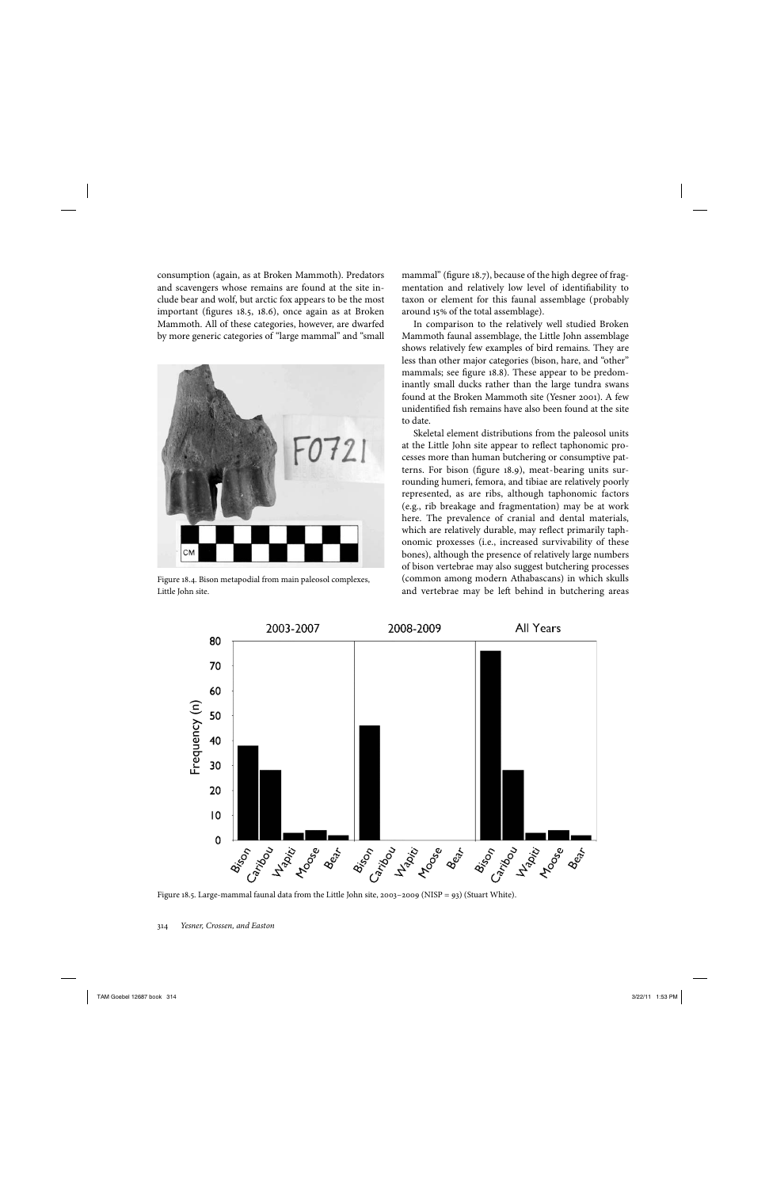consumption (again, as at Broken Mammoth). Predators and scavengers whose remains are found at the site include bear and wolf, but arctic fox appears to be the most important (figures 18.5, 18.6), once again as at Broken Mammoth. All of these categories, however, are dwarfed by more generic categories of "large mammal" and "small mammal" (figure 18.7), because of the high degree of fragmentation and relatively low level of identifiability to taxon or element for this faunal assemblage (probably around 15% of the total assemblage).

Figure 18.4. Bison metapodial from main paleosol complexes, Little John site.

In comparison to the relatively well studied Broken Mammoth faunal assemblage, the Little John assemblage shows relatively few examples of bird remains. They are less than other major categories (bison, hare, and "other" mammals; see figure 18.8). These appear to be predominantly small ducks rather than the large tundra swans found at the Broken Mammoth site (Yesner 2001). A few unidentified fish remains have also been found at the site to date.

Skeletal element distributions from the paleosol units at the Little John site appear to reflect taphonomic processes more than human butchering or consumptive patterns. For bison (figure 18.9), meat-bearing units surrounding humeri, femora, and tibiae are relatively poorly represented, as are ribs, although taphonomic factors (e.g., rib breakage and fragmentation) may be at work here. The prevalence of cranial and dental materials, which are relatively durable, may reflect primarily taphonomic proxesses (i.e., increased survivability of these bones), although the presence of relatively large numbers of bison vertebrae may also suggest butchering processes (common among modern Athabascans) in which skulls and vertebrae may be left behind in butchering areas

Figure 18.5. Large-mammal faunal data from the Little John site, 2003–2009 (NISP = 93) (Stuart White).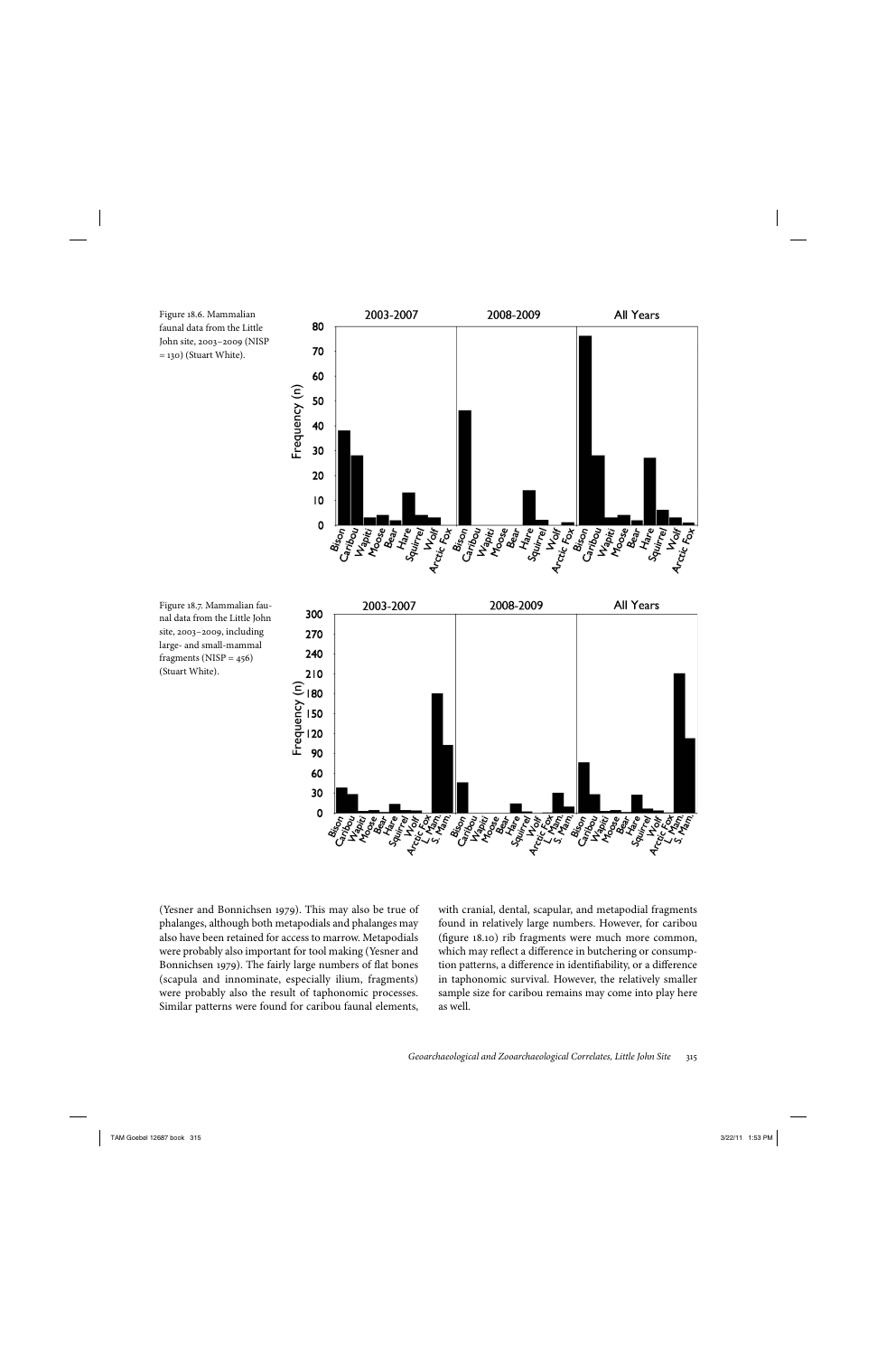Figure 18.6. Mammalian faunal data from the Little John site, 2003–2009 (NISP = 130) (Stuart White).

Figure 18.7. Mammalian faunal data from the Little John site, 2003–2009, including large- and small-mammal fragments (NISP = 456) (Stuart White).

(Yesner and Bonnichsen 1979). This may also be true of phalanges, although both metapodials and phalanges may also have been retained for access to marrow. Metapodials were probably also important for tool making (Yesner and Bonnichsen 1979). The fairly large numbers of flat bones (scapula and innominate, especially ilium, fragments) were probably also the result of taphonomic processes. Similar patterns were found for caribou faunal elements, with cranial, dental, scapular, and metapodial fragments found in relatively large numbers. However, for caribou (figure 18.10) rib fragments were much more common, which may reflect a difference in butchering or consumption patterns, a difference in identifiability, or a difference in taphonomic survival. However, the relatively smaller sample size for caribou remains may come into play here as well.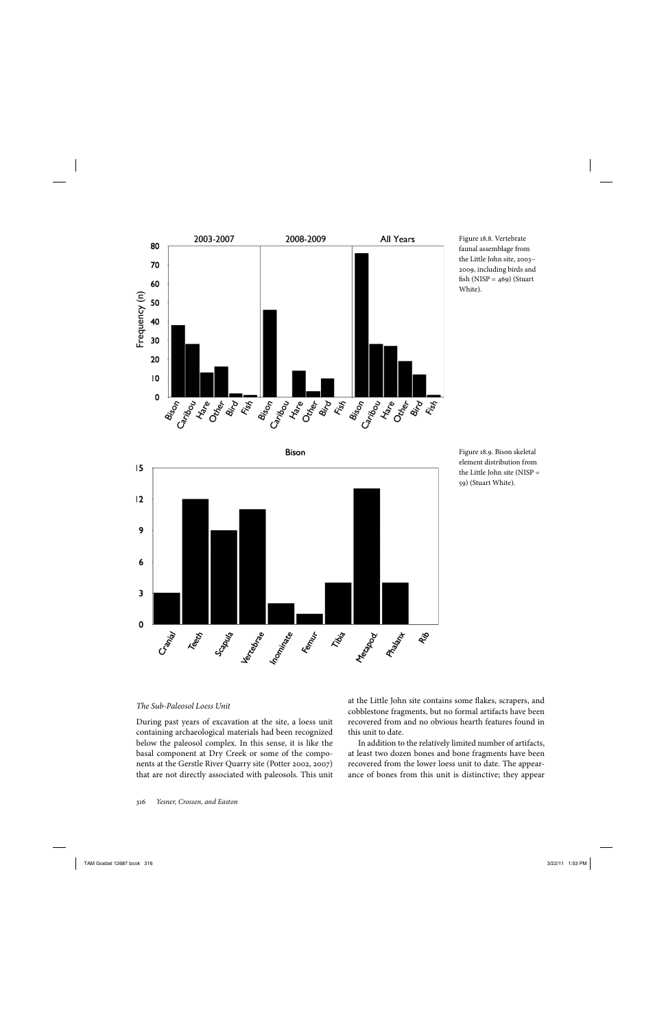Figure 18.8. Vertebrate faunal assemblage from the Little John site, 2003–2009, including birds and fish (NISP = 469) (Stuart White).

Figure 18.9. Bison skeletal element distribution from the Little John site (NISP = 59) (Stuart White).

### *The Sub-Paleosol Loess Unit*

During past years of excavation at the site, a loess unit containing archaeological materials had been recognized below the paleosol complex. In this sense, it is like the basal component at Dry Creek or some of the components at the Gerstle River Quarry site (Potter 2002, 2007) that are not directly associated with paleosols. This unit at the Little John site contains some flakes, scrapers, and cobblestone fragments, but no formal artifacts have been recovered from and no obvious hearth features found in this unit to date.

In addition to the relatively limited number of artifacts, at least two dozen bones and bone fragments have been recovered from the lower loess unit to date. The appearance of bones from this unit is distinctive; they appear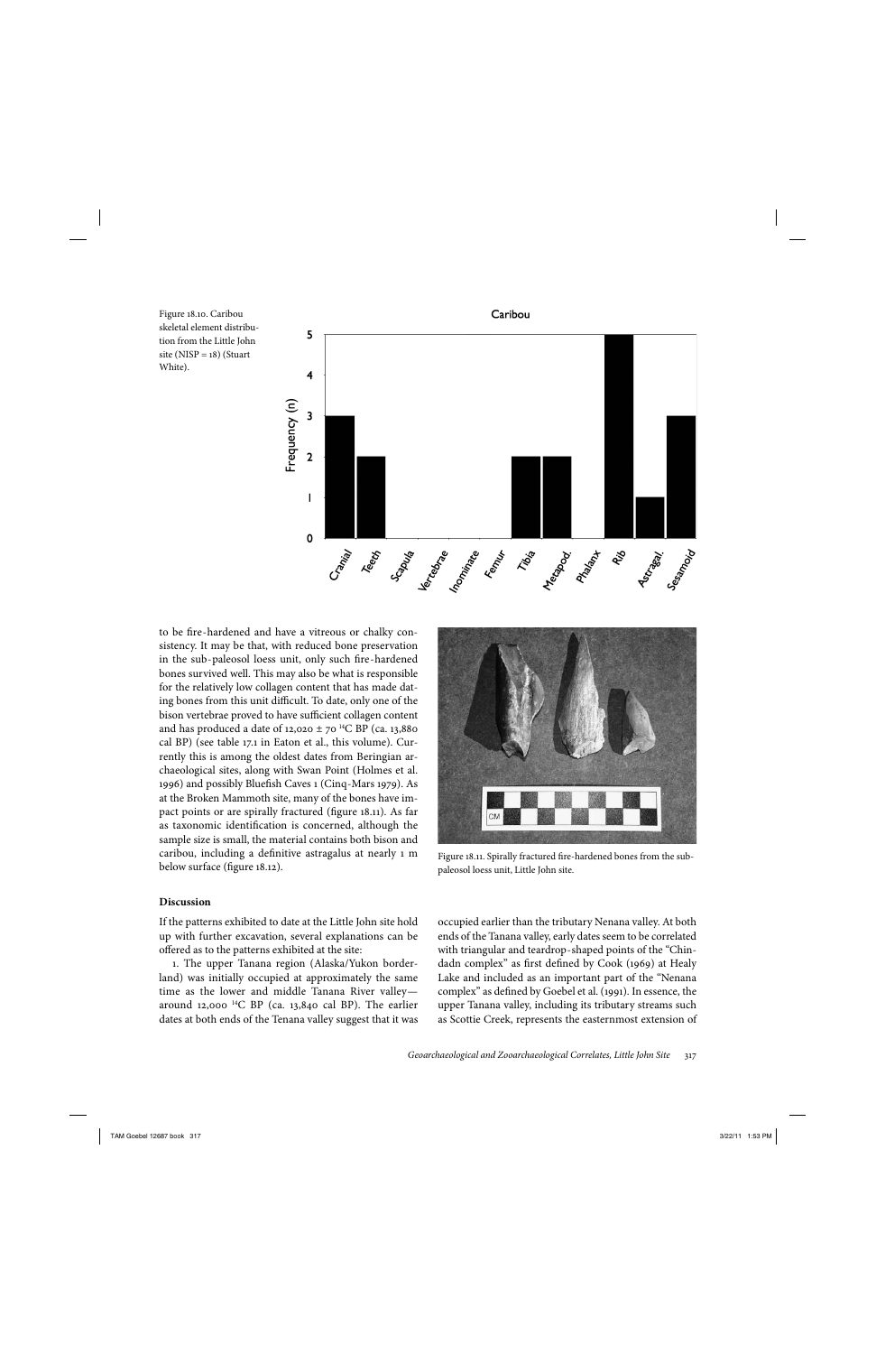Figure 18.10. Caribou skeletal element distribution from the Little John site (NISP = 18) (Stuart White).

Figure 18.11. Spirally fractured fire-hardened bones from the sub-paleosol loess unit, Little John site.

to be fire-hardened and have a vitreous or chalky consistency. It may be that, with reduced bone preservation in the sub-paleosol loess unit, only such fire-hardened bones survived well. This may also be what is responsible for the relatively low collagen content that has made dating bones from this unit difficult. To date, only one of the bison vertebrae proved to have sufficient collagen content and has produced a date of 12,020 ± 70 $^{14}$C BP (ca. 13,880 cal BP) (see table 17.1 in Eaton et al., this volume). Currently this is among the oldest dates from Beringian archaeological sites, along with Swan Point (Holmes et al. 1996) and possibly Bluefish Caves 1 (Cinq-Mars 1979). As at the Broken Mammoth site, many of the bones have impact points or are spirally fractured (figure 18.11). As far as taxonomic identification is concerned, although the sample size is small, the material contains both bison and caribou, including a definitive astragalus at nearly 1 m below surface (figure 18.12).

### Discussion

If the patterns exhibited to date at the Little John site hold up with further excavation, several explanations can be offered as to the patterns exhibited at the site:

1. The upper Tanana region (Alaska/Yukon borderland) was initially occupied at approximately the same time as the lower and middle Tanana River valley—around 12,000 $^{14}$C BP (ca. 13,840 cal BP). The earlier dates at both ends of the Tenana valley suggest that it was occupied earlier than the tributary Nenana valley. At both ends of the Tanana valley, early dates seem to be correlated with triangular and teardrop-shaped points of the "Chindadn complex" as first defined by Cook (1969) at Healy Lake and included as an important part of the "Nenana complex" as defined by Goebel et al. (1991). In essence, the upper Tanana valley, including its tributary streams such as Scottie Creek, represents the easternmost extension of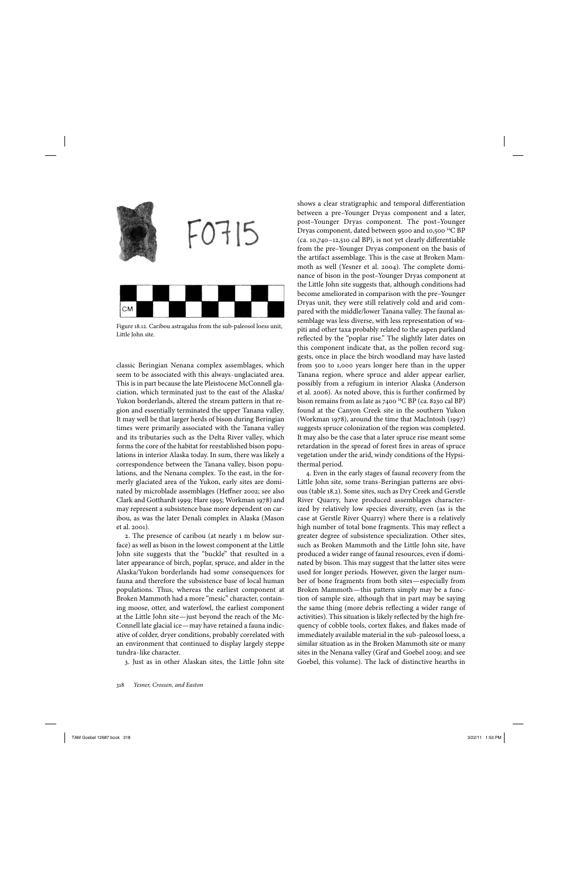Figure 18.12. Caribou astragalus from the sub-paleosol loess unit, Little John site.

classic Beringian Nenana complex assemblages, which seem to be associated with this always-unglaciated area. This is in part because the late Pleistocene McConnell glaciation, which terminated just to the east of the Alaska/Yukon borderlands, altered the stream pattern in that region and essentially terminated the upper Tanana valley. It may well be that larger herds of bison during Beringian times were primarily associated with the Tanana valley and its tributaries such as the Delta River valley, which forms the core of the habitat for reestablished bison populations in interior Alaska today. In sum, there was likely a correspondence between the Tanana valley, bison populations, and the Nenana complex. To the east, in the formerly glaciated area of the Yukon, early sites are dominated by microblade assemblages (Heffner 2002; see also Clark and Gotthardt 1999; Hare 1995; Workman 1978) and may represent a subsistence base more dependent on caribou, as was the later Denali complex in Alaska (Mason et al. 2001).

2. The presence of caribou (at nearly 1 m below surface) as well as bison in the lowest component at the Little John site suggests that the "buckle" that resulted in a later appearance of birch, poplar, spruce, and alder in the Alaska/Yukon borderlands had some consequences for fauna and therefore the subsistence base of local human populations. Thus, whereas the earliest component at Broken Mammoth had a more "mesic" character, containing moose, otter, and waterfowl, the earliest component at the Little John site—just beyond the reach of the McConnell late glacial ice—may have retained a fauna indicative of colder, dryer conditions, probably correlated with an environment that continued to display largely steppe tundra-like character.

3. Just as in other Alaskan sites, the Little John site shows a clear stratigraphic and temporal differentiation between a pre–Younger Dryas component and a later, post–Younger Dryas component. The post–Younger Dryas component, dated between 9500 and 10,500 $^{14}$C BP (ca. 10,740–12,510 cal BP), is not yet clearly differentiable from the pre–Younger Dryas component on the basis of the artifact assemblage. This is the case at Broken Mammoth as well (Yesner et al. 2004). The complete dominance of bison in the post–Younger Dryas component at the Little John site suggests that, although conditions had become ameliorated in comparison with the pre–Younger Dryas unit, they were still relatively cold and arid compared with the middle/lower Tanana valley. The faunal assemblage was less diverse, with less representation of wapiti and other taxa probably related to the aspen parkland reflected by the "poplar rise." The slightly later dates on this component indicate that, as the pollen record suggests, once in place the birch woodland may have lasted from 500 to 1,000 years longer here than in the upper Tanana region, where spruce and alder appear earlier, possibly from a refugium in interior Alaska (Anderson et al. 2006). As noted above, this is further confirmed by bison remains from as late as 7400 $^{14}$C BP (ca. 8230 cal BP) found at the Canyon Creek site in the southern Yukon (Workman 1978), around the time that MacIntosh (1997) suggests spruce colonization of the region was completed. It may also be the case that a later spruce rise meant some retardation in the spread of forest fires in areas of spruce vegetation under the arid, windy conditions of the Hypsithermal period.

4. Even in the early stages of faunal recovery from the Little John site, some trans-Beringian patterns are obvious (table 18.2). Some sites, such as Dry Creek and Gerstle River Quarry, have produced assemblages characterized by relatively low species diversity, even (as is the case at Gerstle River Quarry) where there is a relatively high number of total bone fragments. This may reflect a greater degree of subsistence specialization. Other sites, such as Broken Mammoth and the Little John site, have produced a wider range of faunal resources, even if dominated by bison. This may suggest that the latter sites were used for longer periods. However, given the larger number of bone fragments from both sites—especially from Broken Mammoth—this pattern simply may be a function of sample size, although that in part may be saying the same thing (more debris reflecting a wider range of activities). This situation is likely reflected by the high frequency of cobble tools, cortex flakes, and flakes made of immediately available material in the sub-paleosol loess, a similar situation as in the Broken Mammoth site or many sites in the Nenana valley (Graf and Goebel 2009; and see Goebel, this volume). The lack of distinctive hearths in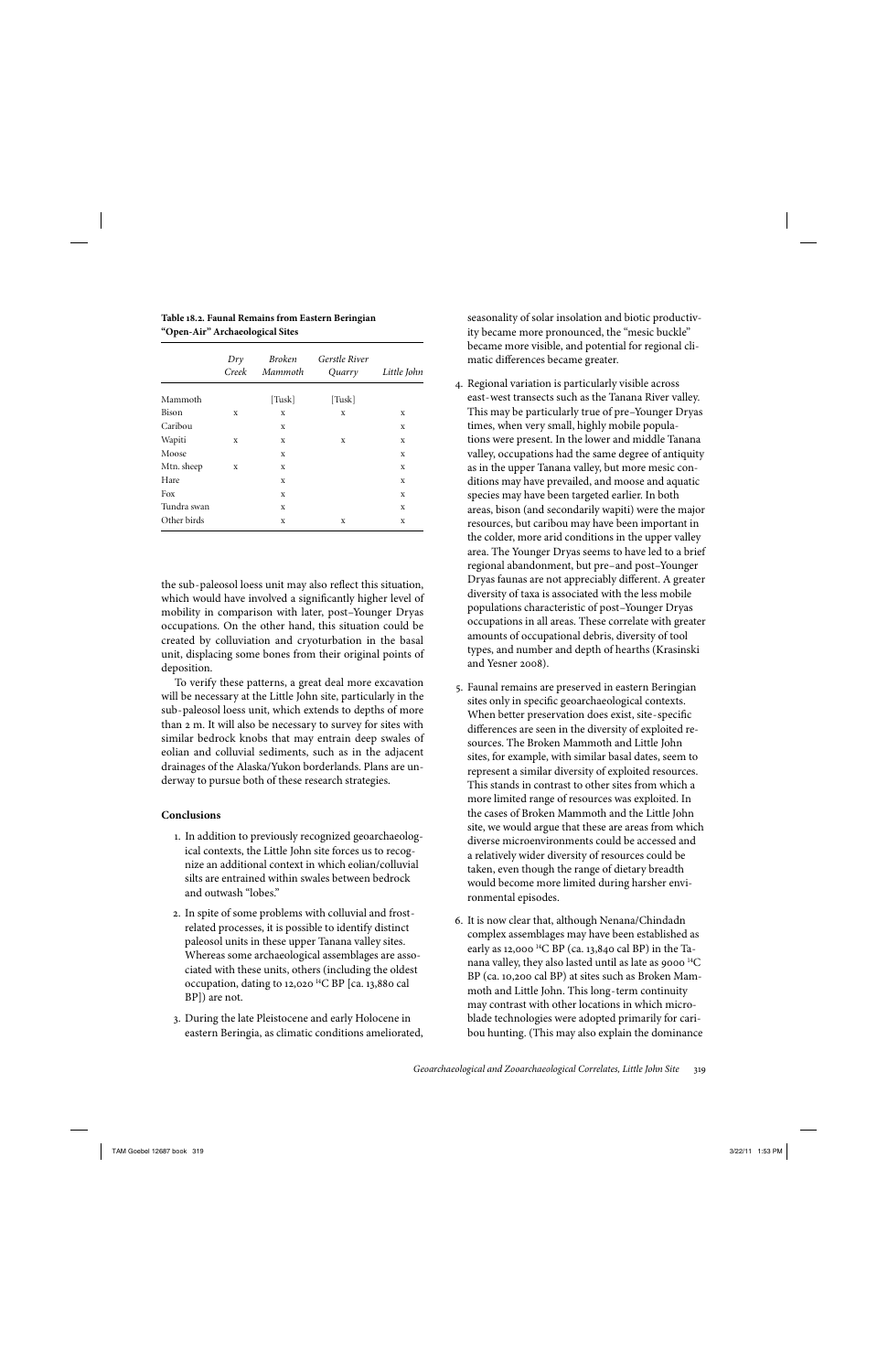**Table 18.2. Faunal Remains from Eastern Beringian "Open-Air" Archaeological Sites**

| | Dry Creek | Broken Mammoth | Gerstle River Quarry | Little John |
|---|---|---|---|---|
| Mammoth | | [Tusk] | [Tusk] | |
| Bison | x | x | x | x |
| Caribou | | x | | x |
| Wapiti | x | x | x | x |
| Moose | | x | | x |
| Mtn. sheep | x | x | | x |
| Hare | | x | | x |
| Fox | | x | | x |
| Tundra swan | | x | | x |
| Other birds | | x | x | x |

the sub-paleosol loess unit may also reflect this situation, which would have involved a significantly higher level of mobility in comparison with later, post–Younger Dryas occupations. On the other hand, this situation could be created by colluviation and cryoturbation in the basal unit, displacing some bones from their original points of deposition.

To verify these patterns, a great deal more excavation will be necessary at the Little John site, particularly in the sub-paleosol loess unit, which extends to depths of more than 2 m. It will also be necessary to survey for sites with similar bedrock knobs that may entrain deep swales of eolian and colluvial sediments, such as in the adjacent drainages of the Alaska/Yukon borderlands. Plans are underway to pursue both of these research strategies.

## Conclusions

1. In addition to previously recognized geoarchaeological contexts, the Little John site forces us to recognize an additional context in which eolian/colluvial silts are entrained within swales between bedrock and outwash "lobes."

2. In spite of some problems with colluvial and frost-related processes, it is possible to identify distinct paleosol units in these upper Tanana valley sites. Whereas some archaeological assemblages are associated with these units, others (including the oldest occupation, dating to 12,020 $^{14}$C BP [ca. 13,880 cal BP]) are not.

3. During the late Pleistocene and early Holocene in eastern Beringia, as climatic conditions ameliorated, seasonality of solar insolation and biotic productivity became more pronounced, the "mesic buckle" became more visible, and potential for regional climatic differences became greater.

4. Regional variation is particularly visible across east-west transects such as the Tanana River valley. This may be particularly true of pre–Younger Dryas times, when very small, highly mobile populations were present. In the lower and middle Tanana valley, occupations had the same degree of antiquity as in the upper Tanana valley, but more mesic conditions may have prevailed, and moose and aquatic species may have been targeted earlier. In both areas, bison (and secondarily wapiti) were the major resources, but caribou may have been important in the colder, more arid conditions in the upper valley area. The Younger Dryas seems to have led to a brief regional abandonment, but pre– and post–Younger Dryas faunas are not appreciably different. A greater diversity of taxa is associated with the less mobile populations characteristic of post–Younger Dryas occupations in all areas. These correlate with greater amounts of occupational debris, diversity of tool types, and number and depth of hearths (Krasinski and Yesner 2008).

5. Faunal remains are preserved in eastern Beringian sites only in specific geoarchaeological contexts. When better preservation does exist, site-specific differences are seen in the diversity of exploited resources. The Broken Mammoth and Little John sites, for example, with similar basal dates, seem to represent a similar diversity of exploited resources. This stands in contrast to other sites from which a more limited range of resources was exploited. In the cases of Broken Mammoth and the Little John site, we would argue that these are areas from which diverse microenvironments could be accessed and a relatively wider diversity of resources could be taken, even though the range of dietary breadth would become more limited during harsher environmental episodes.

6. It is now clear that, although Nenana/Chindadn complex assemblages may have been established as early as 12,000 $^{14}$C BP (ca. 13,840 cal BP) in the Tanana valley, they also lasted until as late as 9000 $^{14}$C BP (ca. 10,200 cal BP) at sites such as Broken Mammoth and Little John. This long-term continuity may contrast with other locations in which microblade technologies were adopted primarily for caribou hunting. (This may also explain the dominance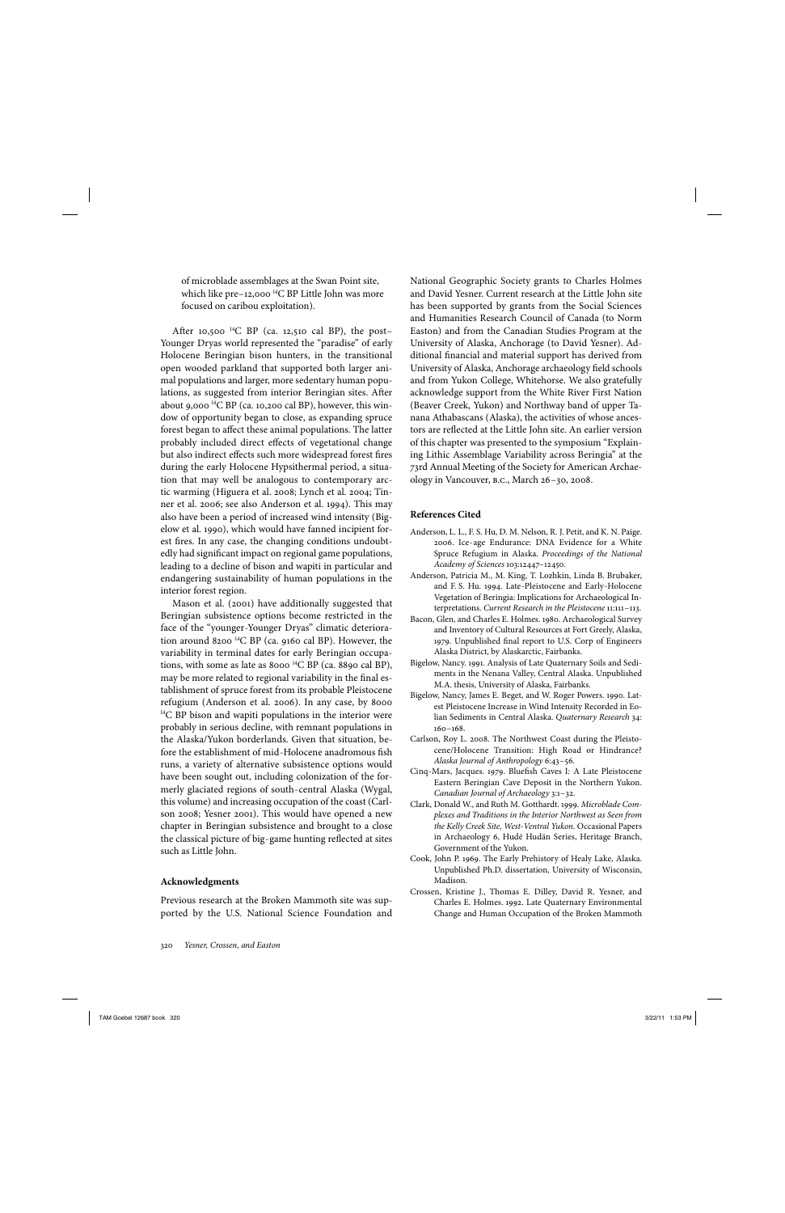of microblade assemblages at the Swan Point site, which like pre–12,000 $^{14}$C BP Little John was more focused on caribou exploitation).

After 10,500 $^{14}$C BP (ca. 12,510 cal BP), the post–Younger Dryas world represented the "paradise" of early Holocene Beringian bison hunters, in the transitional open wooded parkland that supported both larger animal populations and larger, more sedentary human populations, as suggested from interior Beringian sites. After about 9,000 $^{14}$C BP (ca. 10,200 cal BP), however, this window of opportunity began to close, as expanding spruce forest began to affect these animal populations. The latter probably included direct effects of vegetational change but also indirect effects such more widespread forest fires during the early Holocene Hypsithermal period, a situation that may well be analogous to contemporary arctic warming (Higuera et al. 2008; Lynch et al. 2004; Tinner et al. 2006; see also Anderson et al. 1994). This may also have been a period of increased wind intensity (Bigelow et al. 1990), which would have fanned incipient forest fires. In any case, the changing conditions undoubtedly had significant impact on regional game populations, leading to a decline of bison and wapiti in particular and endangering sustainability of human populations in the interior forest region.

Mason et al. (2001) have additionally suggested that Beringian subsistence options become restricted in the face of the "younger-Younger Dryas" climatic deterioration around 8200 $^{14}$C BP (ca. 9160 cal BP). However, the variability in terminal dates for early Beringian occupations, with some as late as 8000 $^{14}$C BP (ca. 8890 cal BP), may be more related to regional variability in the final establishment of spruce forest from its probable Pleistocene refugium (Anderson et al. 2006). In any case, by 8000 $^{14}$C BP bison and wapiti populations in the interior were probably in serious decline, with remnant populations in the Alaska/Yukon borderlands. Given that situation, before the establishment of mid-Holocene anadromous fish runs, a variety of alternative subsistence options would have been sought out, including colonization of the formerly glaciated regions of south-central Alaska (Wygal, this volume) and increasing occupation of the coast (Carlson 2008; Yesner 2001). This would have opened a new chapter in Beringian subsistence and brought to a close the classical picture of big-game hunting reflected at sites such as Little John.

## Acknowledgments

Previous research at the Broken Mammoth site was supported by the U.S. National Science Foundation and National Geographic Society grants to Charles Holmes and David Yesner. Current research at the Little John site has been supported by grants from the Social Sciences and Humanities Research Council of Canada (to Norm Easton) and from the Canadian Studies Program at the University of Alaska, Anchorage (to David Yesner). Additional financial and material support has derived from University of Alaska, Anchorage archaeology field schools and from Yukon College, Whitehorse. We also gratefully acknowledge support from the White River First Nation (Beaver Creek, Yukon) and Northway band of upper Tanana Athabascans (Alaska), the activities of whose ancestors are reflected at the Little John site. An earlier version of this chapter was presented to the symposium "Explaining Lithic Assemblage Variability across Beringia" at the 73rd Annual Meeting of the Society for American Archaeology in Vancouver, B.C., March 26–30, 2008.

## References Cited

Anderson, L. L., F. S. Hu, D. M. Nelson, R. J. Petit, and K. N. Paige. 2006. Ice-age Endurance: DNA Evidence for a White Spruce Refugium in Alaska. *Proceedings of the National Academy of Sciences* 103:12447–12450.

Anderson, Patricia M., M. King, T. Lozhkin, Linda B. Brubaker, and F. S. Hu. 1994. Late-Pleistocene and Early-Holocene Vegetation of Beringia: Implications for Archaeological Interpretations. *Current Research in the Pleistocene* 11:111–113.

Bacon, Glen, and Charles E. Holmes. 1980. Archaeological Survey and Inventory of Cultural Resources at Fort Greely, Alaska, 1979. Unpublished final report to U.S. Corp of Engineers Alaska District, by Alaskarctic, Fairbanks.

Bigelow, Nancy. 1991. Analysis of Late Quaternary Soils and Sediments in the Nenana Valley, Central Alaska. Unpublished M.A. thesis, University of Alaska, Fairbanks.

Bigelow, Nancy, James E. Beget, and W. Roger Powers. 1990. Latest Pleistocene Increase in Wind Intensity Recorded in Eolian Sediments in Central Alaska. *Quaternary Research* 34: 160–168.

Carlson, Roy L. 2008. The Northwest Coast during the Pleistocene/Holocene Transition: High Road or Hindrance? *Alaska Journal of Anthropology* 6:43–56.

Cinq-Mars, Jacques. 1979. Bluefish Caves I: A Late Pleistocene Eastern Beringian Cave Deposit in the Northern Yukon. *Canadian Journal of Archaeology* 3:1–32.

Clark, Donald W., and Ruth M. Gotthardt. 1999. *Microblade Complexes and Traditions in the Interior Northwest as Seen from the Kelly Creek Site, West-Ventral Yukon.* Occasional Papers in Archaeology 6, Hudē Hudän Series, Heritage Branch, Government of the Yukon.

Cook, John P. 1969. The Early Prehistory of Healy Lake, Alaska. Unpublished Ph.D. dissertation, University of Wisconsin, Madison.

Crossen, Kristine J., Thomas E. Dilley, David R. Yesner, and Charles E. Holmes. 1992. Late Quaternary Environmental Change and Human Occupation of the Broken Mammoth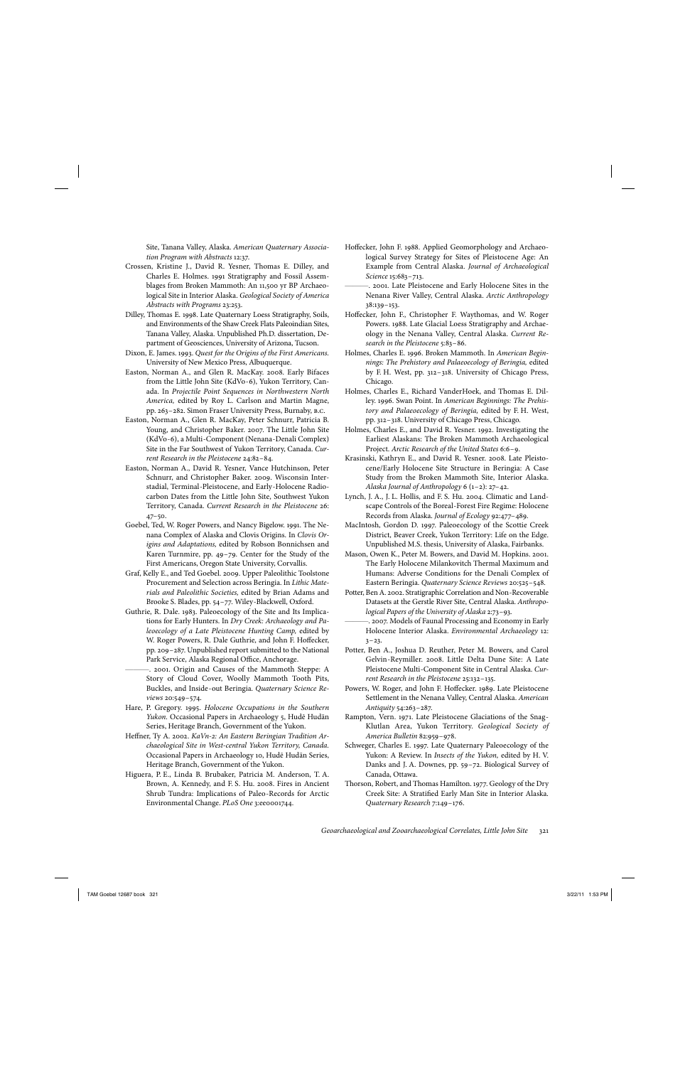Site, Tanana Valley, Alaska. *American Quaternary Association Program with Abstracts* 12:37.

Crossen, Kristine J., David R. Yesner, Thomas E. Dilley, and Charles E. Holmes. 1991 Stratigraphy and Fossil Assemblages from Broken Mammoth: An 11,500 yr BP Archaeological Site in Interior Alaska. *Geological Society of America Abstracts with Programs* 23:253.

Dilley, Thomas E. 1998. Late Quaternary Loess Stratigraphy, Soils, and Environments of the Shaw Creek Flats Paleoindian Sites, Tanana Valley, Alaska. Unpublished Ph.D. dissertation, Department of Geosciences, University of Arizona, Tucson.

Dixon, E. James. 1993. *Quest for the Origins of the First Americans.* University of New Mexico Press, Albuquerque.

Easton, Norman A., and Glen R. MacKay. 2008. Early Bifaces from the Little John Site (KdVo-6), Yukon Territory, Canada. In *Projectile Point Sequences in Northwestern North America,* edited by Roy L. Carlson and Martin Magne, pp. 263–282. Simon Fraser University Press, Burnaby, B.C.

Easton, Norman A., Glen R. MacKay, Peter Schnurr, Patricia B. Young, and Christopher Baker. 2007. The Little John Site (KdVo-6), a Multi-Component (Nenana-Denali Complex) Site in the Far Southwest of Yukon Territory, Canada. *Current Research in the Pleistocene* 24:82–84.

Easton, Norman A., David R. Yesner, Vance Hutchinson, Peter Schnurr, and Christopher Baker. 2009. Wisconsin Interstadial, Terminal-Pleistocene, and Early-Holocene Radiocarbon Dates from the Little John Site, Southwest Yukon Territory, Canada. *Current Research in the Pleistocene* 26: 47–50.

Goebel, Ted, W. Roger Powers, and Nancy Bigelow. 1991. The Nenana Complex of Alaska and Clovis Origins. In *Clovis Origins and Adaptations,* edited by Robson Bonnichsen and Karen Turnmire, pp. 49–79. Center for the Study of the First Americans, Oregon State University, Corvallis.

Graf, Kelly E., and Ted Goebel. 2009. Upper Paleolithic Toolstone Procurement and Selection across Beringia. In *Lithic Materials and Paleolithic Societies,* edited by Brian Adams and Brooke S. Blades, pp. 54–77. Wiley-Blackwell, Oxford.

Guthrie, R. Dale. 1983. Paleoecology of the Site and Its Implications for Early Hunters. In *Dry Creek: Archaeology and Paleoecology of a Late Pleistocene Hunting Camp,* edited by W. Roger Powers, R. Dale Guthrie, and John F. Hoffecker, pp. 209–287. Unpublished report submitted to the National Park Service, Alaska Regional Office, Anchorage.

———. 2001. Origin and Causes of the Mammoth Steppe: A Story of Cloud Cover, Woolly Mammoth Tooth Pits, Buckles, and Inside-out Beringia. *Quaternary Science Reviews* 20:549–574.

Hare, P. Gregory. 1995. *Holocene Occupations in the Southern Yukon.* Occasional Papers in Archaeology 5, Hudē Hudän Series, Heritage Branch, Government of the Yukon.

Heffner, Ty A. 2002. *KaVn-2: An Eastern Beringian Tradition Archaeological Site in West-central Yukon Territory, Canada.* Occasional Papers in Archaeology 10, Hudē Hudän Series, Heritage Branch, Government of the Yukon.

Higuera, P. E., Linda B. Brubaker, Patricia M. Anderson, T. A. Brown, A. Kennedy, and F. S. Hu. 2008. Fires in Ancient Shrub Tundra: Implications of Paleo-Records for Arctic Environmental Change. *PLoS One* 3:e00001744.

Hoffecker, John F. 1988. Applied Geomorphology and Archaeological Survey Strategy for Sites of Pleistocene Age: An Example from Central Alaska. *Journal of Archaeological Science* 15:683–713.

———. 2001. Late Pleistocene and Early Holocene Sites in the Nenana River Valley, Central Alaska. *Arctic Anthropology* 38:139–153.

Hoffecker, John F., Christopher F. Waythomas, and W. Roger Powers. 1988. Late Glacial Loess Stratigraphy and Archaeology in the Nenana Valley, Central Alaska. *Current Research in the Pleistocene* 5:83–86.

Holmes, Charles E. 1996. Broken Mammoth. In *American Beginnings: The Prehistory and Palaeoecology of Beringia,* edited by F. H. West, pp. 312–318. University of Chicago Press, Chicago.

Holmes, Charles E., Richard VanderHoek, and Thomas E. Dilley. 1996. Swan Point. In *American Beginnings: The Prehistory and Palaeoecology of Beringia,* edited by F. H. West, pp. 312–318. University of Chicago Press, Chicago.

Holmes, Charles E., and David R. Yesner. 1992. Investigating the Earliest Alaskans: The Broken Mammoth Archaeological Project. *Arctic Research of the United States* 6:6–9.

Krasinski, Kathryn E., and David R. Yesner. 2008. Late Pleistocene/Early Holocene Site Structure in Beringia: A Case Study from the Broken Mammoth Site, Interior Alaska. *Alaska Journal of Anthropology* 6 (1–2): 27–42.

Lynch, J. A., J. L. Hollis, and F. S. Hu. 2004. Climatic and Landscape Controls of the Boreal-Forest Fire Regime: Holocene Records from Alaska. *Journal of Ecology* 92:477–489.

MacIntosh, Gordon D. 1997. Paleoecology of the Scottie Creek District, Beaver Creek, Yukon Territory: Life on the Edge. Unpublished M.S. thesis, University of Alaska, Fairbanks.

Mason, Owen K., Peter M. Bowers, and David M. Hopkins. 2001. The Early Holocene Milankovitch Thermal Maximum and Humans: Adverse Conditions for the Denali Complex of Eastern Beringia. *Quaternary Science Reviews* 20:525–548.

Potter, Ben A. 2002. Stratigraphic Correlation and Non-Recoverable Datasets at the Gerstle River Site, Central Alaska. *Anthropological Papers of the University of Alaska* 2:73–93.

———. 2007. Models of Faunal Processing and Economy in Early Holocene Interior Alaska. *Environmental Archaeology* 12: 3–23.

Potter, Ben A., Joshua D. Reuther, Peter M. Bowers, and Carol Gelvin-Reymiller. 2008. Little Delta Dune Site: A Late Pleistocene Multi-Component Site in Central Alaska. *Current Research in the Pleistocene* 25:132–135.

Powers, W. Roger, and John F. Hoffecker. 1989. Late Pleistocene Settlement in the Nenana Valley, Central Alaska. *American Antiquity* 54:263–287.

Rampton, Vern. 1971. Late Pleistocene Glaciations of the Snag-Klutlan Area, Yukon Territory. *Geological Society of America Bulletin* 82:959–978.

Schweger, Charles E. 1997. Late Quaternary Paleoecology of the Yukon: A Review. In *Insects of the Yukon,* edited by H. V. Danks and J. A. Downes, pp. 59–72. Biological Survey of Canada, Ottawa.

Thorson, Robert, and Thomas Hamilton. 1977. Geology of the Dry Creek Site: A Stratified Early Man Site in Interior Alaska. *Quaternary Research* 7:149–176.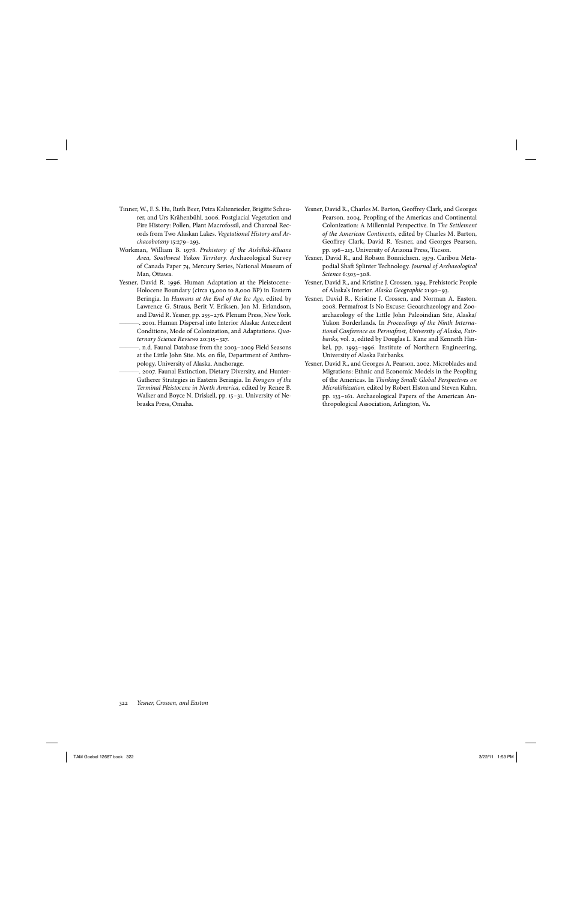Tinner, W., F. S. Hu, Ruth Beer, Petra Kaltenrieder, Brigitte Scheurer, and Urs Krähenbühl. 2006. Postglacial Vegetation and Fire History: Pollen, Plant Macrofossil, and Charcoal Records from Two Alaskan Lakes. *Vegetational History and Archaeobotany* 15:279–293.

Workman, William B. 1978. *Prehistory of the Aishihik-Kluane Area, Southwest Yukon Territory.* Archaeological Survey of Canada Paper 74, Mercury Series, National Museum of Man, Ottawa.

Yesner, David R. 1996. Human Adaptation at the Pleistocene-Holocene Boundary (circa 13,000 to 8,000 BP) in Eastern Beringia. In *Humans at the End of the Ice Age,* edited by Lawrence G. Straus, Berit V. Eriksen, Jon M. Erlandson, and David R. Yesner, pp. 255–276. Plenum Press, New York.

———. 2001. Human Dispersal into Interior Alaska: Antecedent Conditions, Mode of Colonization, and Adaptations. *Quaternary Science Reviews* 20:315–327.

———. n.d. Faunal Database from the 2003–2009 Field Seasons at the Little John Site. Ms. on file, Department of Anthropology, University of Alaska. Anchorage.

———. 2007. Faunal Extinction, Dietary Diversity, and Hunter-Gatherer Strategies in Eastern Beringia. In *Foragers of the Terminal Pleistocene in North America,* edited by Renee B. Walker and Boyce N. Driskell, pp. 15–31. University of Nebraska Press, Omaha.

Yesner, David R., Charles M. Barton, Geoffrey Clark, and Georges Pearson. 2004. Peopling of the Americas and Continental Colonization: A Millennial Perspective. In *The Settlement of the American Continents,* edited by Charles M. Barton, Geoffrey Clark, David R. Yesner, and Georges Pearson, pp. 196–213. University of Arizona Press, Tucson.

Yesner, David R., and Robson Bonnichsen. 1979. Caribou Metapodial Shaft Splinter Technology. *Journal of Archaeological Science* 6:303–308.

Yesner, David R., and Kristine J. Crossen. 1994. Prehistoric People of Alaska's Interior. *Alaska Geographic* 21:90–93.

Yesner, David R., Kristine J. Crossen, and Norman A. Easton. 2008. Permafrost Is No Excuse: Geoarchaeology and Zooarchaeology of the Little John Paleoindian Site, Alaska/Yukon Borderlands. In *Proceedings of the Ninth International Conference on Permafrost, University of Alaska, Fairbanks,* vol. 2, edited by Douglas L. Kane and Kenneth Hinkel, pp. 1993–1996. Institute of Northern Engineering, University of Alaska Fairbanks.

Yesner, David R., and Georges A. Pearson. 2002. Microblades and Migrations: Ethnic and Economic Models in the Peopling of the Americas. In *Thinking Small: Global Perspectives on Microlithization,* edited by Robert Elston and Steven Kuhn, pp. 133–161. Archaeological Papers of the American Anthropological Association, Arlington, Va.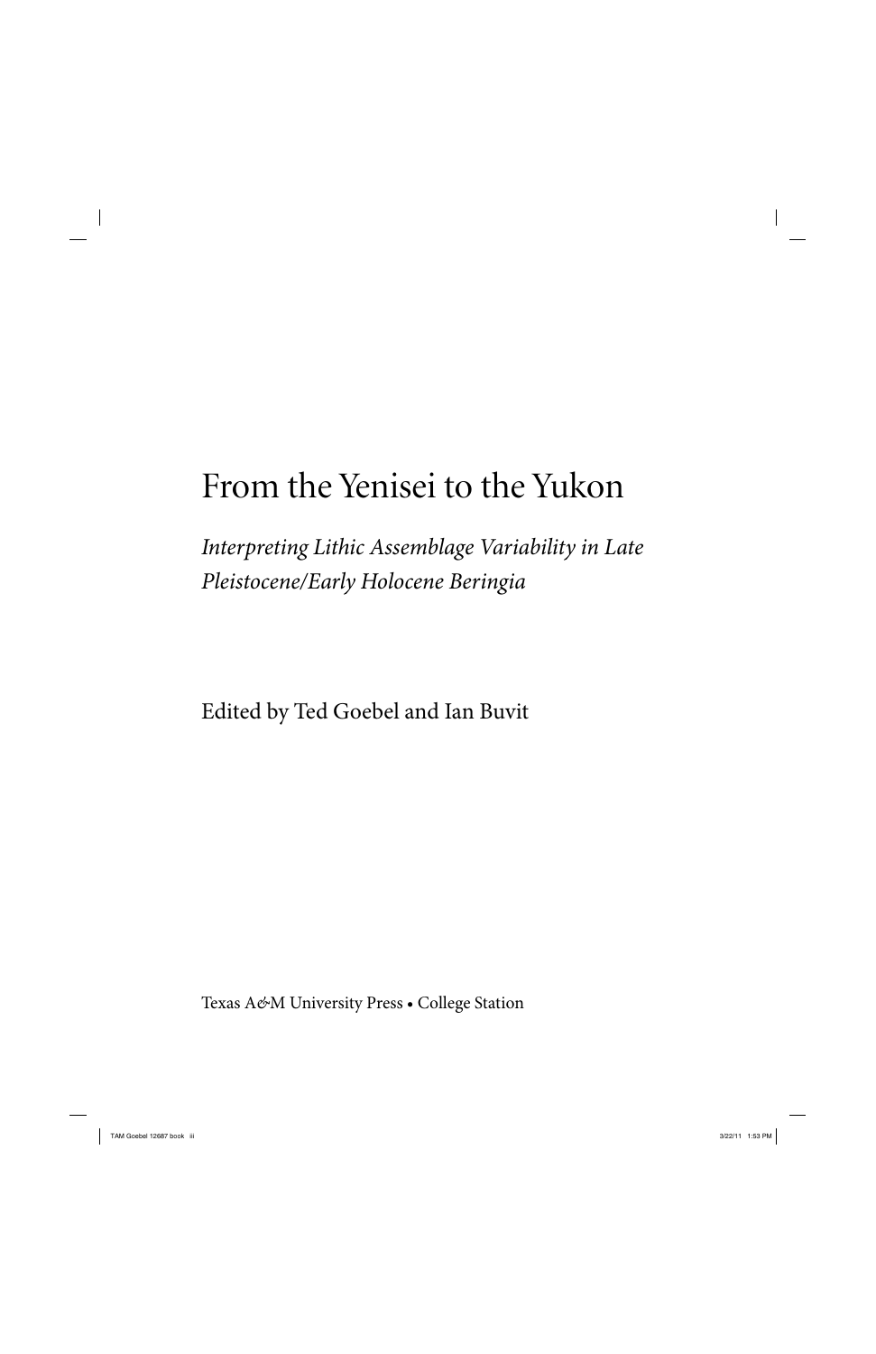# From the Yenisei to the Yukon

*Interpreting Lithic Assemblage Variability in Late Pleistocene/Early Holocene Beringia*

Edited by Ted Goebel and Ian Buvit

Texas A&M University Press • College Station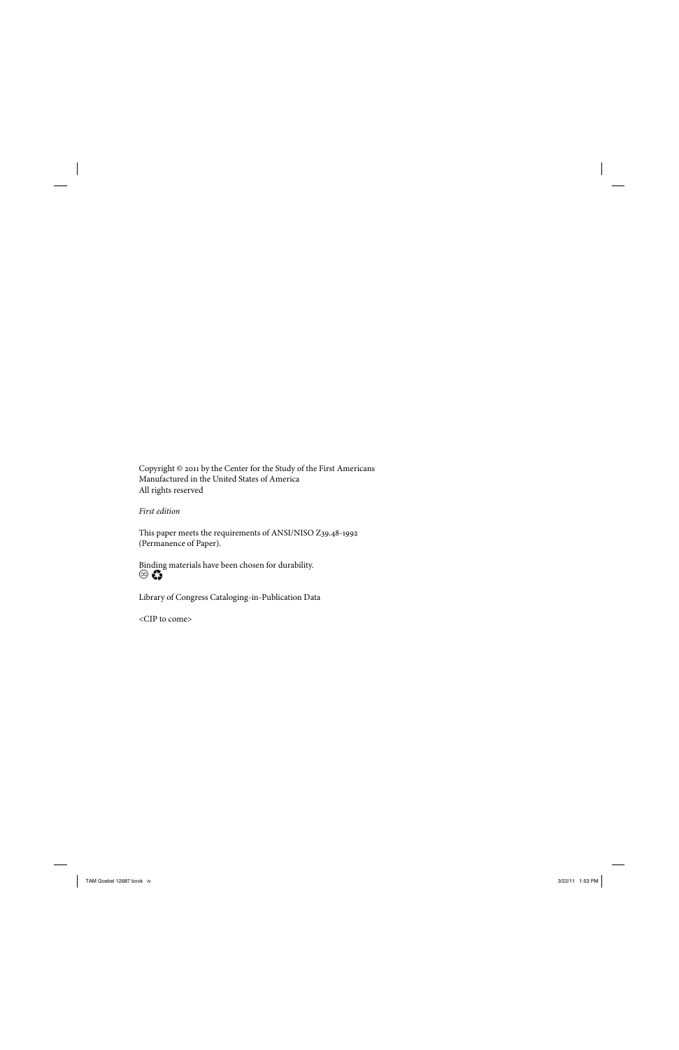Copyright © 2011 by the Center for the Study of the First Americans
Manufactured in the United States of America
All rights reserved

*First edition*

This paper meets the requirements of ANSI/NISO Z39.48-1992 (Permanence of Paper).

Binding materials have been chosen for durability.

Library of Congress Cataloging-in-Publication Data

<CIP to come>